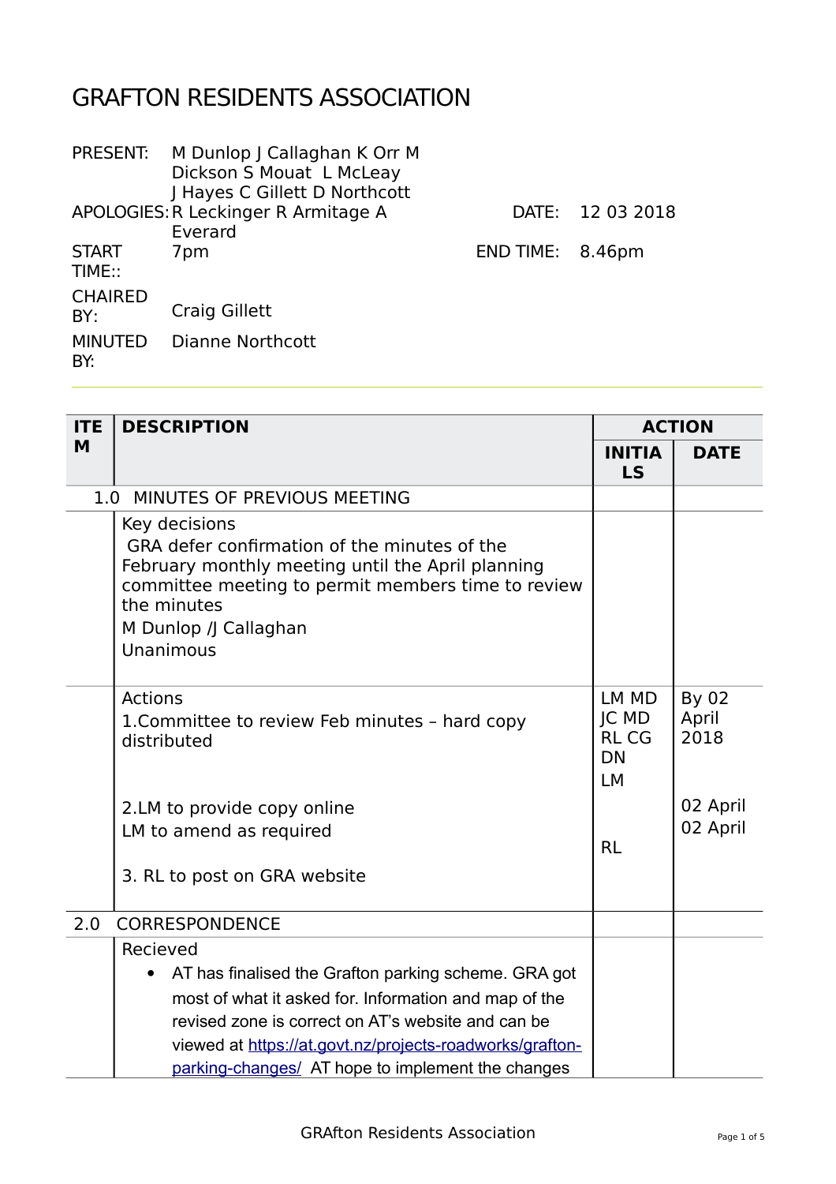# GRAFTON RESIDENTS ASSOCIATION

| | | | |
|---|---|---|---|
| PRESENT: | M Dunlop J Callaghan K Orr M Dickson S Mouat L McLeay J Hayes C Gillett D Northcott | | |
| APOLOGIES: | R Leckinger R Armitage A Everard | DATE: | 12 03 2018 |
| START TIME:: | 7pm | END TIME: | 8.46pm |
| CHAIRED BY: | Craig Gillett | | |
| MINUTED BY: | Dianne Northcott | | |

| ITEM | DESCRIPTION | ACTION | |
|---|---|---|---|
| | | **INITIALS** | **DATE** |
| 1.0 | MINUTES OF PREVIOUS MEETING | | |
| | Key decisions<br>GRA defer confirmation of the minutes of the February monthly meeting until the April planning committee meeting to permit members time to review the minutes<br>M Dunlop /J Callaghan<br>Unanimous | | |
| | Actions<br>1.Committee to review Feb minutes – hard copy distributed<br><br>2.LM to provide copy online<br>LM to amend as required<br><br>3. RL to post on GRA website | LM MD JC MD RL CG DN<br>LM<br><br>RL | By 02 April 2018<br><br>02 April<br>02 April |
| 2.0 | CORRESPONDENCE | | |
| | Recieved<br>• AT has finalised the Grafton parking scheme. GRA got most of what it asked for. Information and map of the revised zone is correct on AT's website and can be viewed at [https://at.govt.nz/projects-roadworks/grafton-parking-changes/](https://at.govt.nz/projects-roadworks/grafton-parking-changes/) AT hope to implement the changes | | |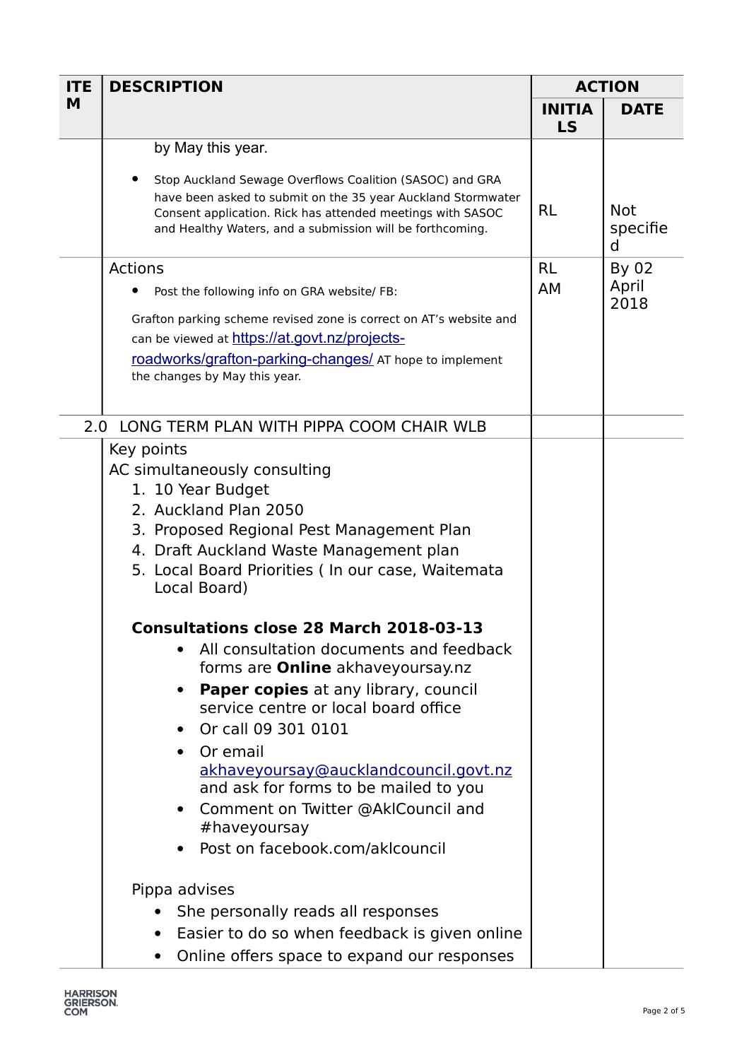| ITEM | DESCRIPTION | ACTION | |
|---|---|---|---|
| | | INITIALS | DATE |
| | by May this year.<br><br>• Stop Auckland Sewage Overflows Coalition (SASOC) and GRA have been asked to submit on the 35 year Auckland Stormwater Consent application. Rick has attended meetings with SASOC and Healthy Waters, and a submission will be forthcoming. | RL | Not specified |
| | Actions<br>• Post the following info on GRA website/ FB:<br><br>Grafton parking scheme revised zone is correct on AT's website and can be viewed at [https://at.govt.nz/projects-roadworks/grafton-parking-changes/](https://at.govt.nz/projects-roadworks/grafton-parking-changes/) AT hope to implement the changes by May this year. | RL<br>AM | By 02 April 2018 |
| 2.0 | LONG TERM PLAN WITH PIPPA COOM CHAIR WLB | | |
| | Key points<br>AC simultaneously consulting<br>1. 10 Year Budget<br>2. Auckland Plan 2050<br>3. Proposed Regional Pest Management Plan<br>4. Draft Auckland Waste Management plan<br>5. Local Board Priorities ( In our case, Waitemata Local Board)<br><br>**Consultations close 28 March 2018-03-13**<br>• All consultation documents and feedback forms are **Online** akhaveyoursay.nz<br>• **Paper copies** at any library, council service centre or local board office<br>• Or call 09 301 0101<br>• Or email [akhaveyoursay@aucklandcouncil.govt.nz](mailto:akhaveyoursay@aucklandcouncil.govt.nz) and ask for forms to be mailed to you<br>• Comment on Twitter @AklCouncil and #haveyoursay<br>• Post on facebook.com/aklcouncil<br><br>Pippa advises<br>• She personally reads all responses<br>• Easier to do so when feedback is given online<br>• Online offers space to expand our responses | | |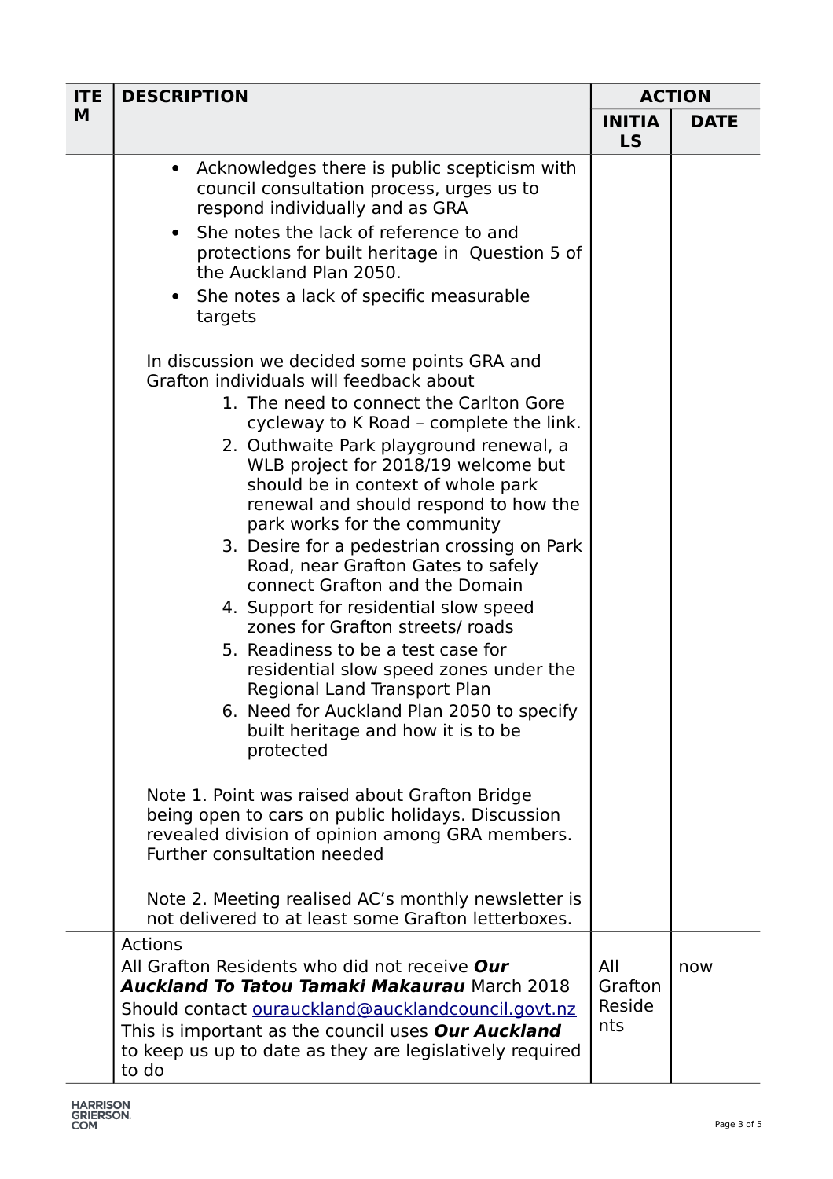| ITEM | DESCRIPTION | ACTION | |
|---|---|---|---|
| | | INITIALS | DATE |
| | • Acknowledges there is public scepticism with council consultation process, urges us to respond individually and as GRA<br>• She notes the lack of reference to and protections for built heritage in Question 5 of the Auckland Plan 2050.<br>• She notes a lack of specific measurable targets<br><br>In discussion we decided some points GRA and Grafton individuals will feedback about<br>1. The need to connect the Carlton Gore cycleway to K Road – complete the link.<br>2. Outhwaite Park playground renewal, a WLB project for 2018/19 welcome but should be in context of whole park renewal and should respond to how the park works for the community<br>3. Desire for a pedestrian crossing on Park Road, near Grafton Gates to safely connect Grafton and the Domain<br>4. Support for residential slow speed zones for Grafton streets/ roads<br>5. Readiness to be a test case for residential slow speed zones under the Regional Land Transport Plan<br>6. Need for Auckland Plan 2050 to specify built heritage and how it is to be protected<br><br>Note 1. Point was raised about Grafton Bridge being open to cars on public holidays. Discussion revealed division of opinion among GRA members. Further consultation needed<br><br>Note 2. Meeting realised AC's monthly newsletter is not delivered to at least some Grafton letterboxes. | | |
| | Actions<br>All Grafton Residents who did not receive ***Our Auckland To Tatou Tamaki Makaurau*** March 2018 Should contact ourauckland@aucklandcouncil.govt.nz<br>This is important as the council uses ***Our Auckland*** to keep us up to date as they are legislatively required to do | All Grafton Residents | now |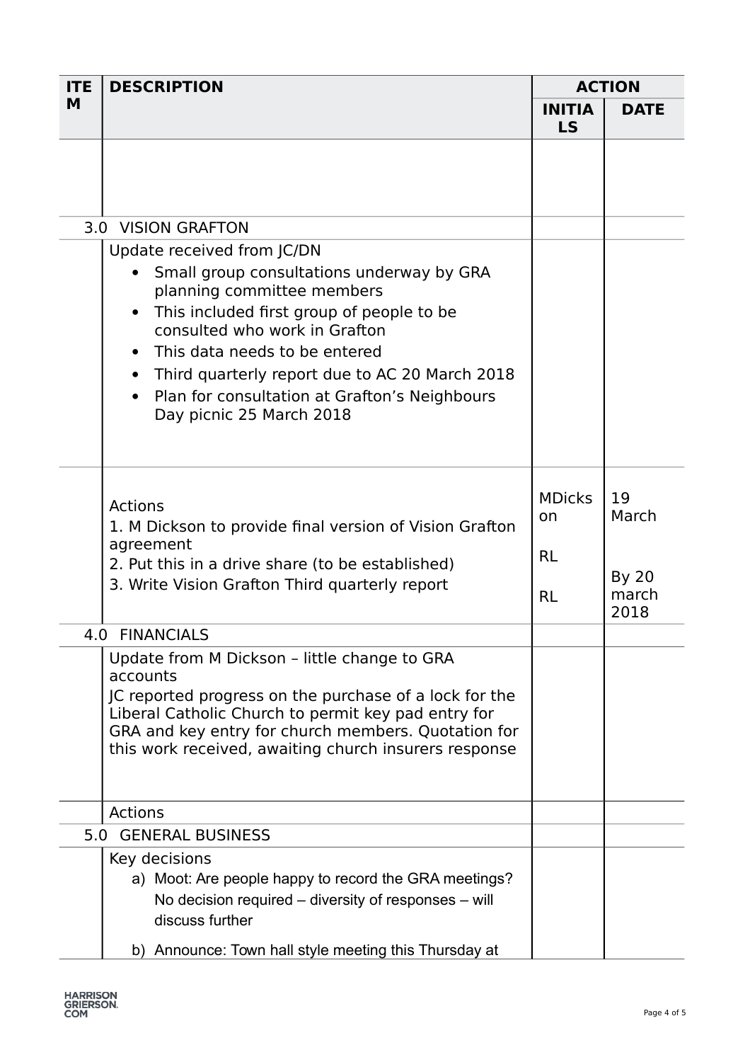| ITEM | DESCRIPTION | ACTION | |
|---|---|---|---|
| | | INITIALS | DATE |
| | | | |
| 3.0 | VISION GRAFTON | | |
| | Update received from JC/DN<br>• Small group consultations underway by GRA planning committee members<br>• This included first group of people to be consulted who work in Grafton<br>• This data needs to be entered<br>• Third quarterly report due to AC 20 March 2018<br>• Plan for consultation at Grafton's Neighbours Day picnic 25 March 2018 | | |
| | Actions<br>1. M Dickson to provide final version of Vision Grafton agreement<br>2. Put this in a drive share (to be established)<br>3. Write Vision Grafton Third quarterly report | MDickson<br>RL<br>RL | 19 March<br>By 20 march 2018 |
| 4.0 | FINANCIALS | | |
| | Update from M Dickson – little change to GRA accounts<br>JC reported progress on the purchase of a lock for the Liberal Catholic Church to permit key pad entry for GRA and key entry for church members. Quotation for this work received, awaiting church insurers response | | |
| | Actions | | |
| 5.0 | GENERAL BUSINESS | | |
| | Key decisions<br>a) Moot: Are people happy to record the GRA meetings? No decision required – diversity of responses – will discuss further<br>b) Announce: Town hall style meeting this Thursday at | | |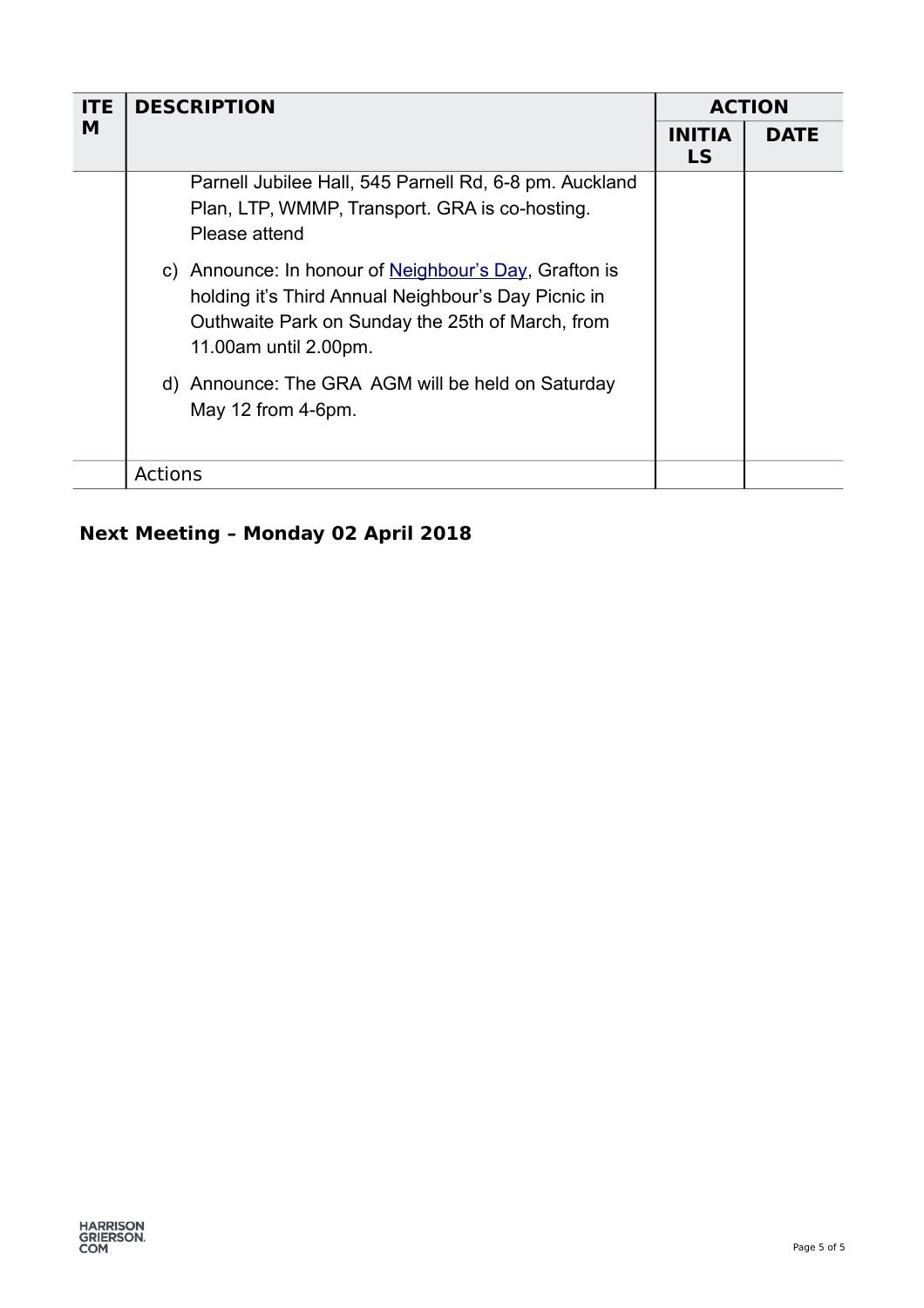| ITEM | DESCRIPTION | ACTION | |
|---|---|---|---|
| | | INITIALS | DATE |
| | Parnell Jubilee Hall, 545 Parnell Rd, 6-8 pm. Auckland Plan, LTP, WMMP, Transport. GRA is co-hosting. Please attend<br><br>c) Announce: In honour of Neighbour's Day, Grafton is holding it's Third Annual Neighbour's Day Picnic in Outhwaite Park on Sunday the 25th of March, from 11.00am until 2.00pm.<br><br>d) Announce: The GRA AGM will be held on Saturday May 12 from 4-6pm. | | |
| | Actions | | |

**Next Meeting – Monday 02 April 2018**

HARRISON GRIERSON.COM